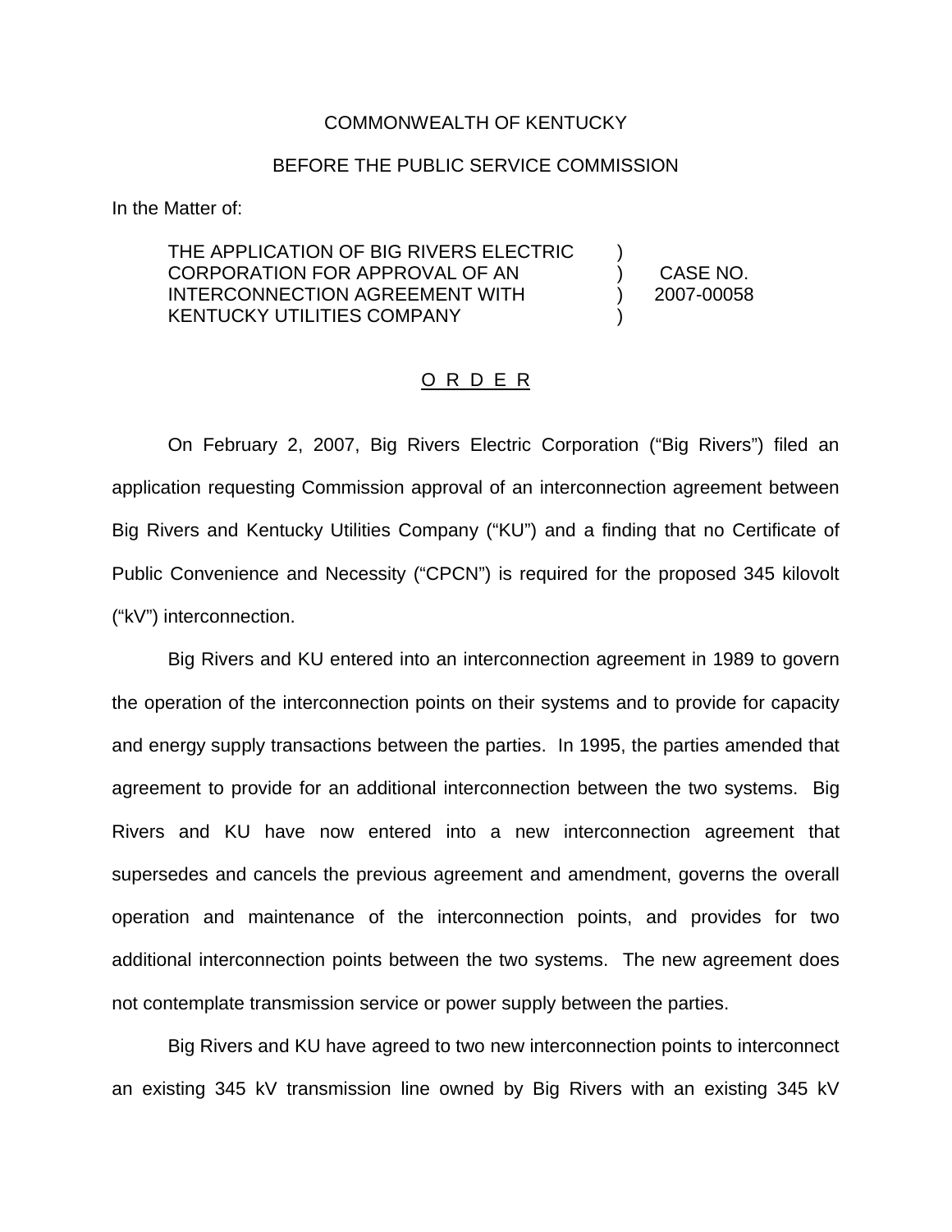COMMONWEALTH OF KENTUCKY

BEFORE THE PUBLIC SERVICE COMMISSION

In the Matter of:

| | | |
|---|---|---|
| THE APPLICATION OF BIG RIVERS ELECTRIC CORPORATION FOR APPROVAL OF AN INTERCONNECTION AGREEMENT WITH KENTUCKY UTILITIES COMPANY | ) ) ) ) | CASE NO. 2007-00058 |

O R D E R

On February 2, 2007, Big Rivers Electric Corporation ("Big Rivers") filed an application requesting Commission approval of an interconnection agreement between Big Rivers and Kentucky Utilities Company ("KU") and a finding that no Certificate of Public Convenience and Necessity ("CPCN") is required for the proposed 345 kilovolt ("kV") interconnection.

Big Rivers and KU entered into an interconnection agreement in 1989 to govern the operation of the interconnection points on their systems and to provide for capacity and energy supply transactions between the parties. In 1995, the parties amended that agreement to provide for an additional interconnection between the two systems. Big Rivers and KU have now entered into a new interconnection agreement that supersedes and cancels the previous agreement and amendment, governs the overall operation and maintenance of the interconnection points, and provides for two additional interconnection points between the two systems. The new agreement does not contemplate transmission service or power supply between the parties.

Big Rivers and KU have agreed to two new interconnection points to interconnect an existing 345 kV transmission line owned by Big Rivers with an existing 345 kV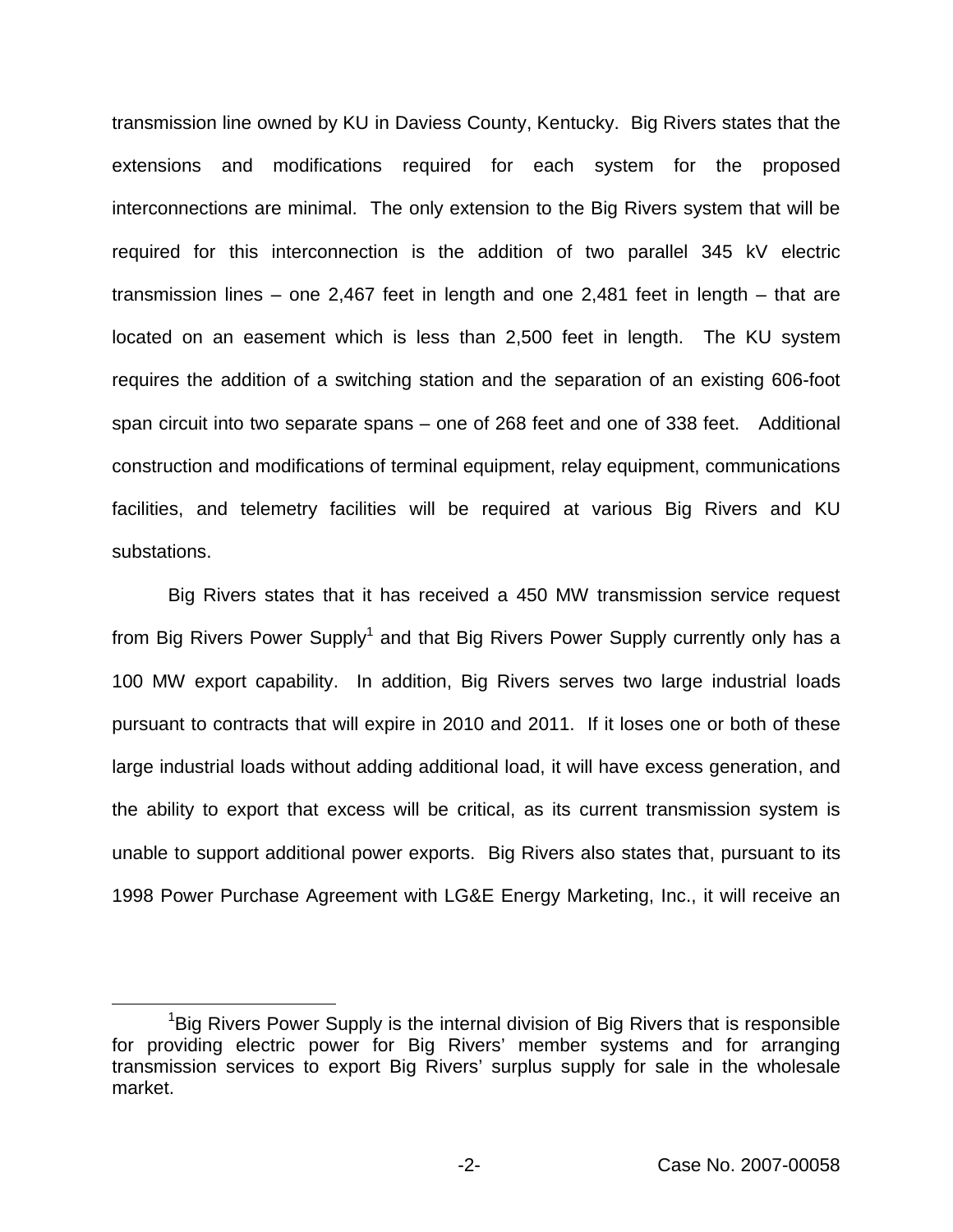transmission line owned by KU in Daviess County, Kentucky. Big Rivers states that the extensions and modifications required for each system for the proposed interconnections are minimal. The only extension to the Big Rivers system that will be required for this interconnection is the addition of two parallel 345 kV electric transmission lines – one 2,467 feet in length and one 2,481 feet in length – that are located on an easement which is less than 2,500 feet in length. The KU system requires the addition of a switching station and the separation of an existing 606-foot span circuit into two separate spans – one of 268 feet and one of 338 feet. Additional construction and modifications of terminal equipment, relay equipment, communications facilities, and telemetry facilities will be required at various Big Rivers and KU substations.

Big Rivers states that it has received a 450 MW transmission service request from Big Rivers Power Supply[1] and that Big Rivers Power Supply currently only has a 100 MW export capability. In addition, Big Rivers serves two large industrial loads pursuant to contracts that will expire in 2010 and 2011. If it loses one or both of these large industrial loads without adding additional load, it will have excess generation, and the ability to export that excess will be critical, as its current transmission system is unable to support additional power exports. Big Rivers also states that, pursuant to its 1998 Power Purchase Agreement with LG&E Energy Marketing, Inc., it will receive an

[1] Big Rivers Power Supply is the internal division of Big Rivers that is responsible for providing electric power for Big Rivers' member systems and for arranging transmission services to export Big Rivers' surplus supply for sale in the wholesale market.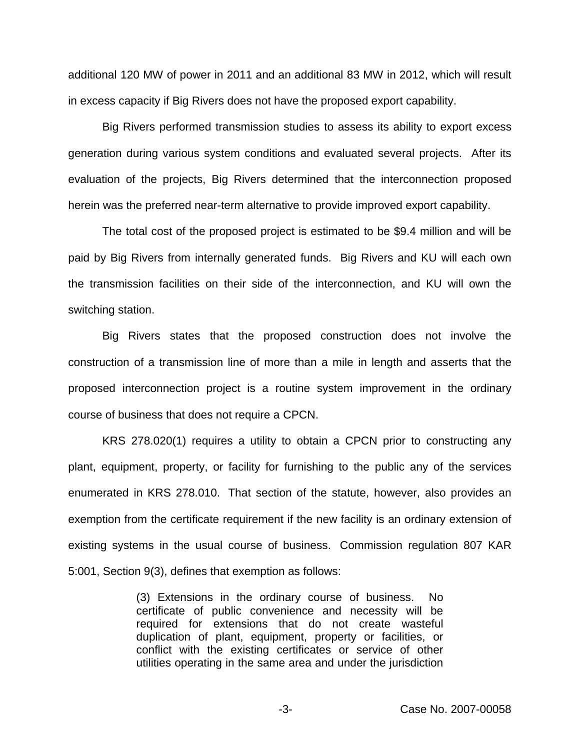additional 120 MW of power in 2011 and an additional 83 MW in 2012, which will result in excess capacity if Big Rivers does not have the proposed export capability.

Big Rivers performed transmission studies to assess its ability to export excess generation during various system conditions and evaluated several projects. After its evaluation of the projects, Big Rivers determined that the interconnection proposed herein was the preferred near-term alternative to provide improved export capability.

The total cost of the proposed project is estimated to be $9.4 million and will be paid by Big Rivers from internally generated funds. Big Rivers and KU will each own the transmission facilities on their side of the interconnection, and KU will own the switching station.

Big Rivers states that the proposed construction does not involve the construction of a transmission line of more than a mile in length and asserts that the proposed interconnection project is a routine system improvement in the ordinary course of business that does not require a CPCN.

KRS 278.020(1) requires a utility to obtain a CPCN prior to constructing any plant, equipment, property, or facility for furnishing to the public any of the services enumerated in KRS 278.010. That section of the statute, however, also provides an exemption from the certificate requirement if the new facility is an ordinary extension of existing systems in the usual course of business. Commission regulation 807 KAR 5:001, Section 9(3), defines that exemption as follows:

> (3) Extensions in the ordinary course of business. No certificate of public convenience and necessity will be required for extensions that do not create wasteful duplication of plant, equipment, property or facilities, or conflict with the existing certificates or service of other utilities operating in the same area and under the jurisdiction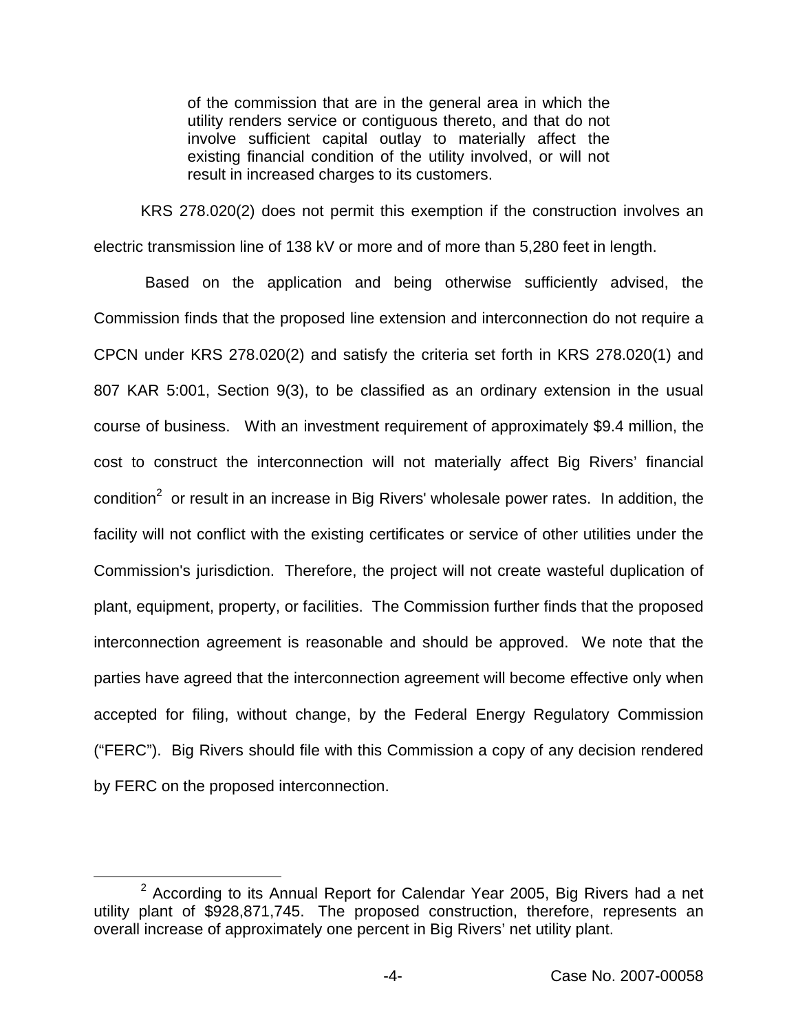> of the commission that are in the general area in which the utility renders service or contiguous thereto, and that do not involve sufficient capital outlay to materially affect the existing financial condition of the utility involved, or will not result in increased charges to its customers.

KRS 278.020(2) does not permit this exemption if the construction involves an electric transmission line of 138 kV or more and of more than 5,280 feet in length.

Based on the application and being otherwise sufficiently advised, the Commission finds that the proposed line extension and interconnection do not require a CPCN under KRS 278.020(2) and satisfy the criteria set forth in KRS 278.020(1) and 807 KAR 5:001, Section 9(3), to be classified as an ordinary extension in the usual course of business. With an investment requirement of approximately $9.4 million, the cost to construct the interconnection will not materially affect Big Rivers' financial condition[2] or result in an increase in Big Rivers' wholesale power rates. In addition, the facility will not conflict with the existing certificates or service of other utilities under the Commission's jurisdiction. Therefore, the project will not create wasteful duplication of plant, equipment, property, or facilities. The Commission further finds that the proposed interconnection agreement is reasonable and should be approved. We note that the parties have agreed that the interconnection agreement will become effective only when accepted for filing, without change, by the Federal Energy Regulatory Commission ("FERC"). Big Rivers should file with this Commission a copy of any decision rendered by FERC on the proposed interconnection.

---

[2] According to its Annual Report for Calendar Year 2005, Big Rivers had a net utility plant of $928,871,745. The proposed construction, therefore, represents an overall increase of approximately one percent in Big Rivers' net utility plant.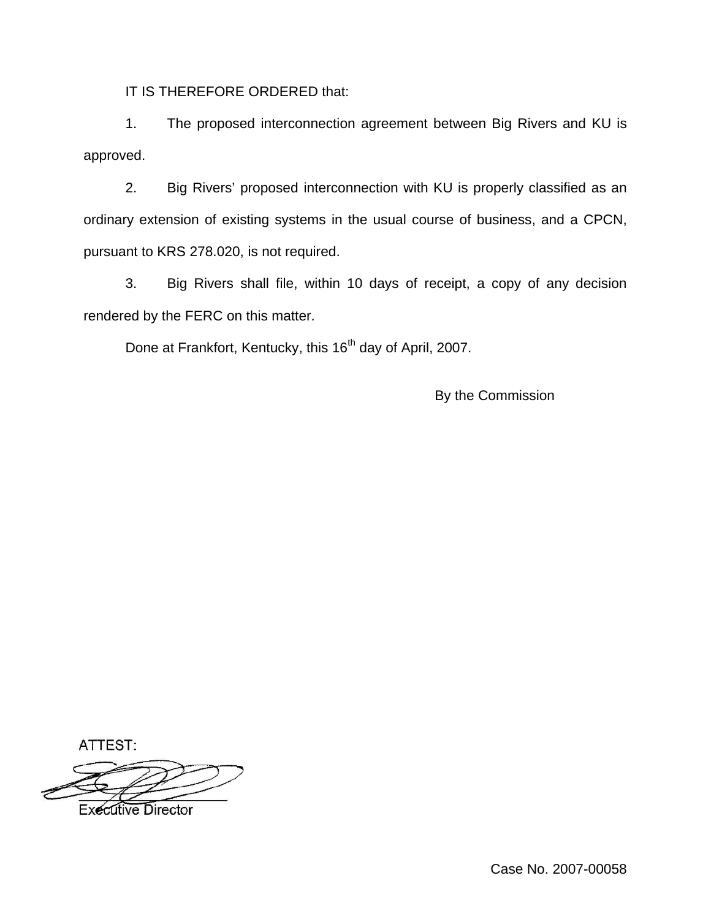IT IS THEREFORE ORDERED that:

1. The proposed interconnection agreement between Big Rivers and KU is approved.

2. Big Rivers' proposed interconnection with KU is properly classified as an ordinary extension of existing systems in the usual course of business, and a CPCN, pursuant to KRS 278.020, is not required.

3. Big Rivers shall file, within 10 days of receipt, a copy of any decision rendered by the FERC on this matter.

Done at Frankfort, Kentucky, this 16th day of April, 2007.

By the Commission

ATTEST:

Executive Director

Case No. 2007-00058